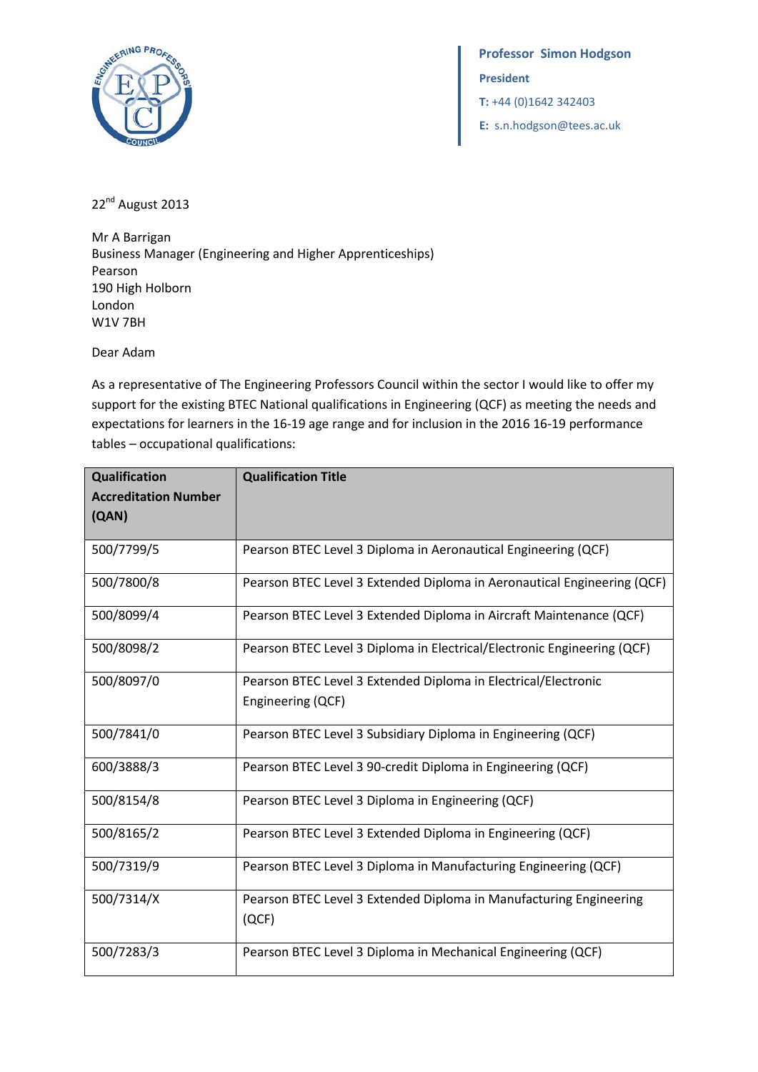**Professor Simon Hodgson**

**President**

**T:** +44 (0)1642 342403

**E:** s.n.hodgson@tees.ac.uk

22nd August 2013

Mr A Barrigan
Business Manager (Engineering and Higher Apprenticeships)
Pearson
190 High Holborn
London
W1V 7BH

Dear Adam

As a representative of The Engineering Professors Council within the sector I would like to offer my support for the existing BTEC National qualifications in Engineering (QCF) as meeting the needs and expectations for learners in the 16-19 age range and for inclusion in the 2016 16-19 performance tables – occupational qualifications:

| Qualification Accreditation Number (QAN) | Qualification Title |
|---|---|
| 500/7799/5 | Pearson BTEC Level 3 Diploma in Aeronautical Engineering (QCF) |
| 500/7800/8 | Pearson BTEC Level 3 Extended Diploma in Aeronautical Engineering (QCF) |
| 500/8099/4 | Pearson BTEC Level 3 Extended Diploma in Aircraft Maintenance (QCF) |
| 500/8098/2 | Pearson BTEC Level 3 Diploma in Electrical/Electronic Engineering (QCF) |
| 500/8097/0 | Pearson BTEC Level 3 Extended Diploma in Electrical/Electronic Engineering (QCF) |
| 500/7841/0 | Pearson BTEC Level 3 Subsidiary Diploma in Engineering (QCF) |
| 600/3888/3 | Pearson BTEC Level 3 90-credit Diploma in Engineering (QCF) |
| 500/8154/8 | Pearson BTEC Level 3 Diploma in Engineering (QCF) |
| 500/8165/2 | Pearson BTEC Level 3 Extended Diploma in Engineering (QCF) |
| 500/7319/9 | Pearson BTEC Level 3 Diploma in Manufacturing Engineering (QCF) |
| 500/7314/X | Pearson BTEC Level 3 Extended Diploma in Manufacturing Engineering (QCF) |
| 500/7283/3 | Pearson BTEC Level 3 Diploma in Mechanical Engineering (QCF) |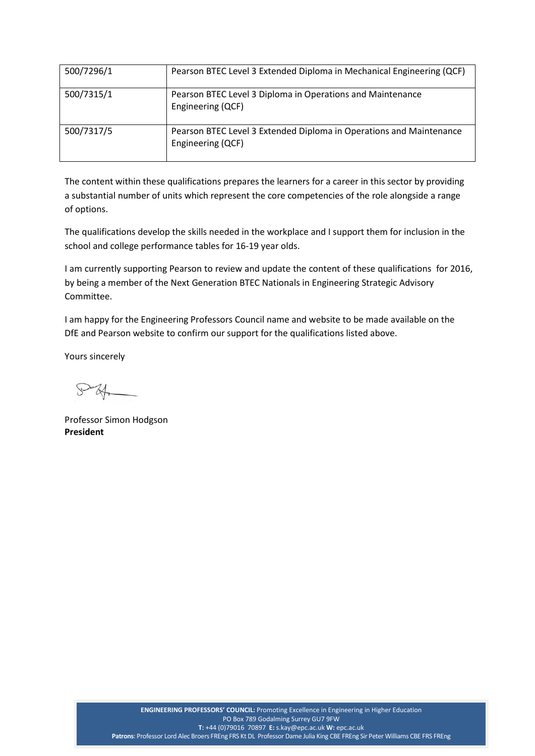| | |
|---|---|
| 500/7296/1 | Pearson BTEC Level 3 Extended Diploma in Mechanical Engineering (QCF) |
| 500/7315/1 | Pearson BTEC Level 3 Diploma in Operations and Maintenance Engineering (QCF) |
| 500/7317/5 | Pearson BTEC Level 3 Extended Diploma in Operations and Maintenance Engineering (QCF) |

The content within these qualifications prepares the learners for a career in this sector by providing a substantial number of units which represent the core competencies of the role alongside a range of options.

The qualifications develop the skills needed in the workplace and I support them for inclusion in the school and college performance tables for 16-19 year olds.

I am currently supporting Pearson to review and update the content of these qualifications for 2016, by being a member of the Next Generation BTEC Nationals in Engineering Strategic Advisory Committee.

I am happy for the Engineering Professors Council name and website to be made available on the DfE and Pearson website to confirm our support for the qualifications listed above.

Yours sincerely

Professor Simon Hodgson
**President**

**ENGINEERING PROFESSORS' COUNCIL:** Promoting Excellence in Engineering in Higher Education
PO Box 789 Godalming Surrey GU7 9FW
**T:** +44 (0)79016 70897 **E:** s.kay@epc.ac.uk **W:** epc.ac.uk
**Patrons**: Professor Lord Alec Broers FREng FRS Kt DL Professor Dame Julia King CBE FREng Sir Peter Williams CBE FRS FREng